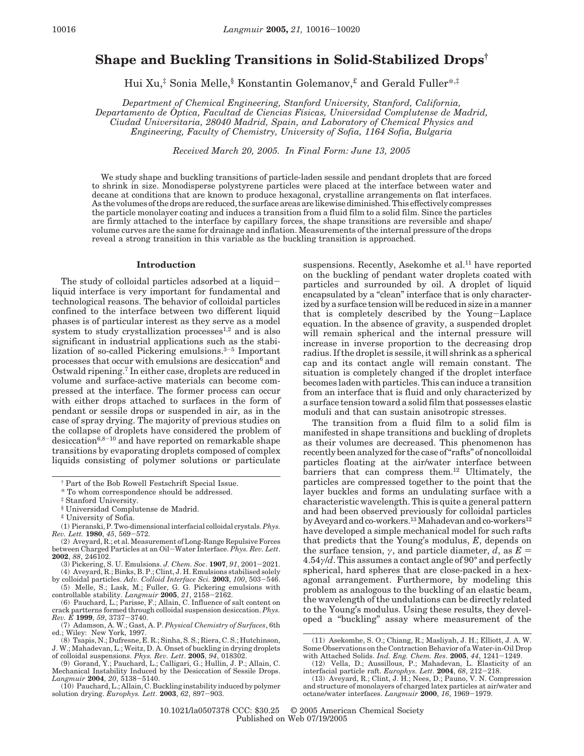# Shape and Buckling Transitions in Solid-Stabilized Drops[†]

Hui Xu,[‡] Sonia Melle,[§] Konstantin Golemanov,[£] and Gerald Fuller*[,‡]

*Department of Chemical Engineering, Stanford University, Stanford, California, Departamento de Óptica, Facultad de Ciencias Físicas, Universidad Complutense de Madrid, Ciudad Universitaria, 28040 Madrid, Spain, and Laboratory of Chemical Physics and Engineering, Faculty of Chemistry, University of Sofia, 1164 Sofia, Bulgaria*

*Received March 20, 2005. In Final Form: June 13, 2005*

We study shape and buckling transitions of particle-laden sessile and pendant droplets that are forced to shrink in size. Monodisperse polystyrene particles were placed at the interface between water and decane at conditions that are known to produce hexagonal, crystalline arrangements on flat interfaces. As the volumes of the drops are reduced, the surface areas are likewise diminished. This effectively compresses the particle monolayer coating and induces a transition from a fluid film to a solid film. Since the particles are firmly attached to the interface by capillary forces, the shape transitions are reversible and shape/volume curves are the same for drainage and inflation. Measurements of the internal pressure of the drops reveal a strong transition in this variable as the buckling transition is approached.

## Introduction

The study of colloidal particles adsorbed at a liquid–liquid interface is very important for fundamental and technological reasons. The behavior of colloidal particles confined to the interface between two different liquid phases is of particular interest as they serve as a model system to study crystallization processes[1,2] and is also significant in industrial applications such as the stabilization of so-called Pickering emulsions.[3–5] Important processes that occur with emulsions are desiccation[6] and Ostwald ripening.[7] In either case, droplets are reduced in volume and surface-active materials can become compressed at the interface. The former process can occur with either drops attached to surfaces in the form of pendant or sessile drops or suspended in air, as in the case of spray drying. The majority of previous studies on the collapse of droplets have considered the problem of desiccation[6,8–10] and have reported on remarkable shape transitions by evaporating droplets composed of complex liquids consisting of polymer solutions or particulate suspensions. Recently, Asekomhe et al.[11] have reported on the buckling of pendant water droplets coated with particles and surrounded by oil. A droplet of liquid encapsulated by a "clean" interface that is only characterized by a surface tension will be reduced in size in a manner that is completely described by the Young–Laplace equation. In the absence of gravity, a suspended droplet will remain spherical and the internal pressure will increase in inverse proportion to the decreasing drop radius. If the droplet is sessile, it will shrink as a spherical cap and its contact angle will remain constant. The situation is completely changed if the droplet interface becomes laden with particles. This can induce a transition from an interface that is fluid and only characterized by a surface tension toward a solid film that possesses elastic moduli and that can sustain anisotropic stresses.

The transition from a fluid film to a solid film is manifested in shape transitions and buckling of droplets as their volumes are decreased. This phenomenon has recently been analyzed for the case of "rafts" of noncolloidal particles floating at the air/water interface between barriers that can compress them.[12] Ultimately, the particles are compressed together to the point that the layer buckles and forms an undulating surface with a characteristic wavelength. This is quite a general pattern and had been observed previously for colloidal particles by Aveyard and co-workers.[13] Mahadevan and co-workers[12] have developed a simple mechanical model for such rafts that predicts that the Young's modulus, $E$, depends on the surface tension, $\gamma$, and particle diameter, $d$, as $E = 4.54\gamma/d$. This assumes a contact angle of 90° and perfectly spherical, hard spheres that are close-packed in a hexagonal arrangement. Furthermore, by modeling this problem as analogous to the buckling of an elastic beam, the wavelength of the undulations can be directly related to the Young's modulus. Using these results, they developed a "buckling" assay where measurement of the

---

† Part of the Bob Rowell Festschrift Special Issue.

\* To whom correspondence should be addressed.

‡ Stanford University.

§ Universidad Complutense de Madrid.

£ University of Sofia.

(1) Pieranski, P. Two-dimensional interfacial colloidal crystals. *Phys. Rev. Lett.* **1980**, *45*, 569–572.

(2) Aveyard, R.; et al. Measurement of Long-Range Repulsive Forces between Charged Particles at an Oil–Water Interface. *Phys. Rev. Lett*. **2002**, *88*, 246102.

(3) Pickering, S. U. Emulsions. *J. Chem. Soc*. **1907**, *91*, 2001–2021.

(4) Aveyard, R.; Binks, B. P.; Clint, J. H. Emulsions stabilised solely by colloidal particles. *Adv. Colloid Interface Sci.* **2003**, *100*, 503–546.

(5) Melle, S.; Lask, M.; Fuller, G. G. Pickering emulsions with controllable stability. *Langmuir* **2005**, *21*, 2158–2162.

(6) Pauchard, L.; Parisse, F.; Allain, C. Influence of salt content on crack partterns formed through colloidal suspension desiccation. *Phys. Rev. E* **1999**, *59*, 3737–3740.

(7) Adamson, A. W.; Gast, A. P. *Physical Chemistry of Surfaces*, 6th ed.; Wiley: New York, 1997.

(8) Tsapis, N.; Dufresne, E. R.; Sinha, S. S.; Riera, C. S.; Hutchinson, J. W.; Mahadevan, L.; Weitz, D. A. Onset of buckling in drying droplets of colloidal suspensions. *Phys. Rev. Lett*. **2005**, *94*, 018302.

(9) Gorand, Y.; Pauchard, L.; Calligari, G.; Hullin, J. P.; Allain, C. Mechanical Instability Induced by the Desiccation of Sessile Drops. *Langmuir* **2004**, *20*, 5138–5140.

(10) Pauchard, L.; Allain, C. Buckling instability induced by polymer solution drying. *Europhys. Lett*. **2003**, *62*, 897–903.

(11) Asekomhe, S. O.; Chiang, R.; Masliyah, J. H.; Elliott, J. A. W. Some Observations on the Contraction Behavior of a Water-in-Oil Drop with Attached Solids. *Ind. Eng. Chem. Res*. **2005**, *44*, 1241–1249.

(12) Vella, D.; Aussillous, P.; Mahadevan, L. Elasticity of an interfacial particle raft. *Europhys. Lett*. **2004**, *68*, 212–218.

(13) Aveyard, R.; Clint, J. H.; Nees, D.; Pauno, V. N. Compression and structure of monolayers of charged latex particles at air/water and octane/water interfaces. *Langmuir* **2000**, *16*, 1969–1979.

10.1021/la0507378 CCC: $30.25 © 2005 American Chemical Society
Published on Web 07/19/2005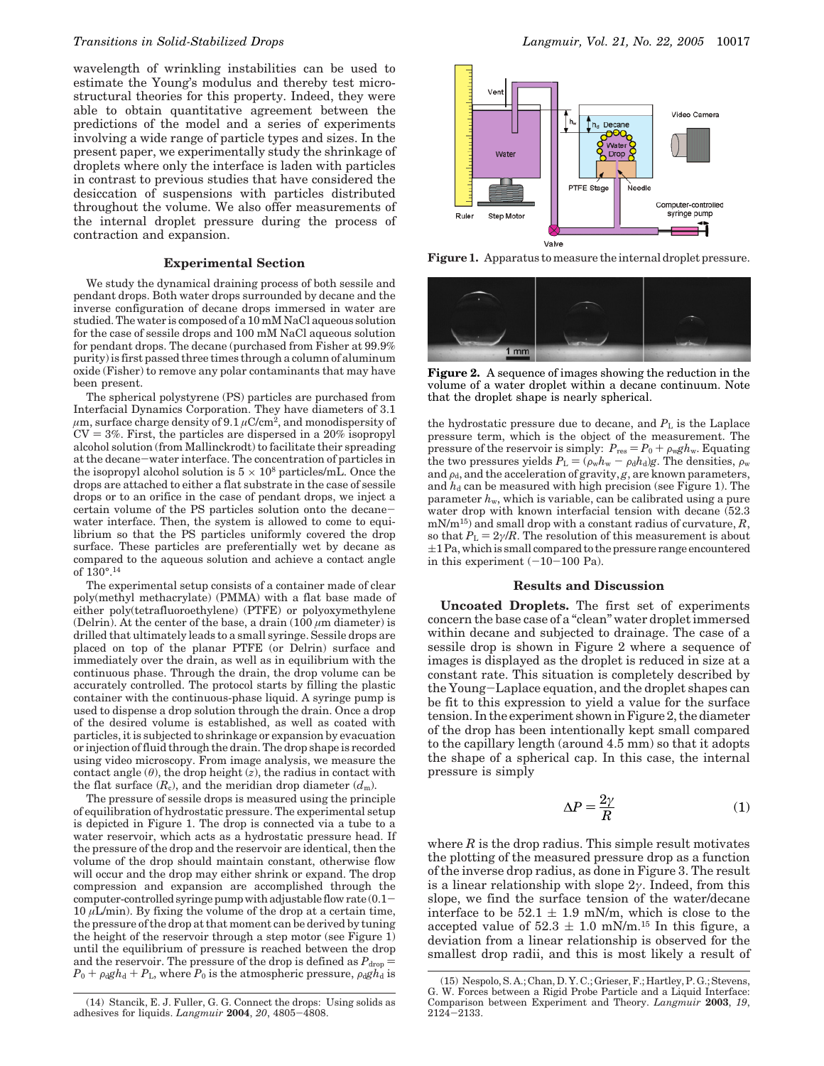wavelength of wrinkling instabilities can be used to estimate the Young's modulus and thereby test microstructural theories for this property. Indeed, they were able to obtain quantitative agreement between the predictions of the model and a series of experiments involving a wide range of particle types and sizes. In the present paper, we experimentally study the shrinkage of droplets where only the interface is laden with particles in contrast to previous studies that have considered the desiccation of suspensions with particles distributed throughout the volume. We also offer measurements of the internal droplet pressure during the process of contraction and expansion.

## Experimental Section

We study the dynamical draining process of both sessile and pendant drops. Both water drops surrounded by decane and the inverse configuration of decane drops immersed in water are studied. The water is composed of a 10 mM NaCl aqueous solution for the case of sessile drops and 100 mM NaCl aqueous solution for pendant drops. The decane (purchased from Fisher at 99.9% purity) is first passed three times through a column of aluminum oxide (Fisher) to remove any polar contaminants that may have been present.

The spherical polystyrene (PS) particles are purchased from Interfacial Dynamics Corporation. They have diameters of 3.1 $\mu$m, surface charge density of 9.1 $\mu$C/cm$^2$, and monodispersity of CV = 3%. First, the particles are dispersed in a 20% isopropyl alcohol solution (from Mallinckrodt) to facilitate their spreading at the decane−water interface. The concentration of particles in the isopropyl alcohol solution is $5 \times 10^8$ particles/mL. Once the drops are attached to either a flat substrate in the case of sessile drops or to an orifice in the case of pendant drops, we inject a certain volume of the PS particles solution onto the decane−water interface. Then, the system is allowed to come to equilibrium so that the PS particles uniformly covered the drop surface. These particles are preferentially wet by decane as compared to the aqueous solution and achieve a contact angle of 130°.[14]

The experimental setup consists of a container made of clear poly(methyl methacrylate) (PMMA) with a flat base made of either poly(tetrafluoroethylene) (PTFE) or polyoxymethylene (Delrin). At the center of the base, a drain (100 $\mu$m diameter) is drilled that ultimately leads to a small syringe. Sessile drops are placed on top of the planar PTFE (or Delrin) surface and immediately over the drain, as well as in equilibrium with the continuous phase. Through the drain, the drop volume can be accurately controlled. The protocol starts by filling the plastic container with the continuous-phase liquid. A syringe pump is used to dispense a drop solution through the drain. Once a drop of the desired volume is established, as well as coated with particles, it is subjected to shrinkage or expansion by evacuation or injection of fluid through the drain. The drop shape is recorded using video microscopy. From image analysis, we measure the contact angle ($\theta$), the drop height ($z$), the radius in contact with the flat surface ($R_c$), and the meridian drop diameter ($d_m$).

The pressure of sessile drops is measured using the principle of equilibration of hydrostatic pressure. The experimental setup is depicted in Figure 1. The drop is connected via a tube to a water reservoir, which acts as a hydrostatic pressure head. If the pressure of the drop and the reservoir are identical, then the volume of the drop should maintain constant, otherwise flow will occur and the drop may either shrink or expand. The drop compression and expansion are accomplished through the computer-controlled syringe pump with adjustable flow rate (0.1−10 $\mu$L/min). By fixing the volume of the drop at a certain time, the pressure of the drop at that moment can be derived by tuning the height of the reservoir through a step motor (see Figure 1) until the equilibrium of pressure is reached between the drop and the reservoir. The pressure of the drop is defined as $P_{drop} = P_0 + \rho_d g h_d + P_L$, where $P_0$ is the atmospheric pressure, $\rho_d g h_d$ is the hydrostatic pressure due to decane, and $P_L$ is the Laplace pressure term, which is the object of the measurement. The pressure of the reservoir is simply: $P_{res} = P_0 + \rho_w g h_w$. Equating the two pressures yields $P_L = (\rho_w h_w - \rho_d h_d)g$. The densities, $\rho_w$ and $\rho_d$, and the acceleration of gravity, $g$, are known parameters, and $h_d$ can be measured with high precision (see Figure 1). The parameter $h_w$, which is variable, can be calibrated using a pure water drop with known interfacial tension with decane (52.3 mN/m[15]) and small drop with a constant radius of curvature, $R$, so that $P_L = 2\gamma/R$. The resolution of this measurement is about ±1 Pa, which is small compared to the pressure range encountered in this experiment (−10−100 Pa).

**Figure 1.** Apparatus to measure the internal droplet pressure.

**Figure 2.** A sequence of images showing the reduction in the volume of a water droplet within a decane continuum. Note that the droplet shape is nearly spherical.

## Results and Discussion

**Uncoated Droplets.** The first set of experiments concern the base case of a "clean" water droplet immersed within decane and subjected to drainage. The case of a sessile drop is shown in Figure 2 where a sequence of images is displayed as the droplet is reduced in size at a constant rate. This situation is completely described by the Young−Laplace equation, and the droplet shapes can be fit to this expression to yield a value for the surface tension. In the experiment shown in Figure 2, the diameter of the drop has been intentionally kept small compared to the capillary length (around 4.5 mm) so that it adopts the shape of a spherical cap. In this case, the internal pressure is simply

$$\Delta P = \frac{2\gamma}{R} \tag{1}$$

where $R$ is the drop radius. This simple result motivates the plotting of the measured pressure drop as a function of the inverse drop radius, as done in Figure 3. The result is a linear relationship with slope $2\gamma$. Indeed, from this slope, we find the surface tension of the water/decane interface to be 52.1 ± 1.9 mN/m, which is close to the accepted value of 52.3 ± 1.0 mN/m.[15] In this figure, a deviation from a linear relationship is observed for the smallest drop radii, and this is most likely a result of

(14) Stancik, E. J. Fuller, G. G. Connect the drops: Using solids as adhesives for liquids. *Langmuir* **2004**, *20*, 4805−4808.

(15) Nespolo, S. A.; Chan, D. Y. C.; Grieser, F.; Hartley, P. G.; Stevens, G. W. Forces between a Rigid Probe Particle and a Liquid Interface: Comparison between Experiment and Theory. *Langmuir* **2003**, *19*, 2124−2133.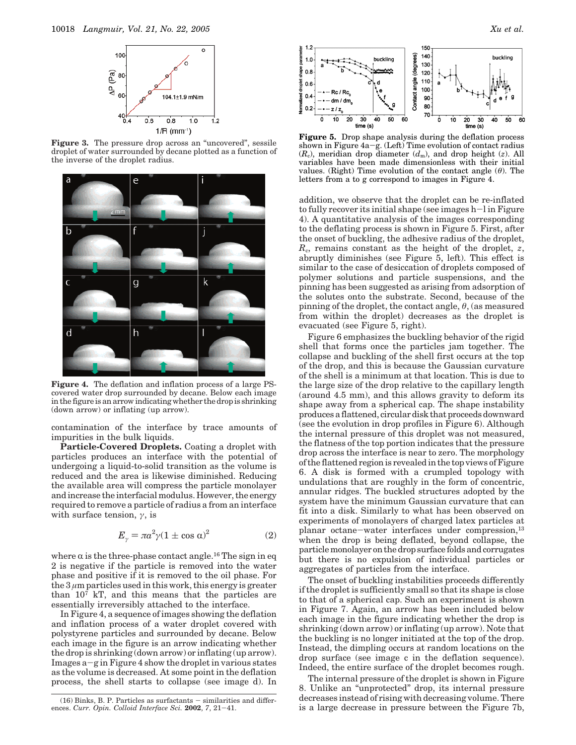**Figure 3.** The pressure drop across an "uncovered", sessile droplet of water surrounded by decane plotted as a function of the inverse of the droplet radius.

**Figure 4.** The deflation and inflation process of a large PS-covered water drop surrounded by decane. Below each image in the figure is an arrow indicating whether the drop is shrinking (down arrow) or inflating (up arrow).

contamination of the interface by trace amounts of impurities in the bulk liquids.

**Particle-Covered Droplets.** Coating a droplet with particles produces an interface with the potential of undergoing a liquid-to-solid transition as the volume is reduced and the area is likewise diminished. Reducing the available area will compress the particle monolayer and increase the interfacial modulus. However, the energy required to remove a particle of radius a from an interface with surface tension, $\gamma$, is

$$E_{\gamma} = \pi a^2 \gamma (1 \pm \cos \alpha)^2 \tag{2}$$

where $\alpha$ is the three-phase contact angle.[16] The sign in eq 2 is negative if the particle is removed into the water phase and positive if it is removed to the oil phase. For the 3 $\mu$m particles used in this work, this energy is greater than $10^7$ kT, and this means that the particles are essentially irreversibly attached to the interface.

In Figure 4, a sequence of images showing the deflation and inflation process of a water droplet covered with polystyrene particles and surrounded by decane. Below each image in the figure is an arrow indicating whether the drop is shrinking (down arrow) or inflating (up arrow). Images a–g in Figure 4 show the droplet in various states as the volume is decreased. At some point in the deflation process, the shell starts to collapse (see image d). In addition, we observe that the droplet can be re-inflated to fully recover its initial shape (see images h–l in Figure 4). A quantitative analysis of the images corresponding to the deflating process is shown in Figure 5. First, after the onset of buckling, the adhesive radius of the droplet, $R_c$, remains constant as the height of the droplet, $z$, abruptly diminishes (see Figure 5, left). This effect is similar to the case of desiccation of droplets composed of polymer solutions and particle suspensions, and the pinning has been suggested as arising from adsorption of the solutes onto the substrate. Second, because of the pinning of the droplet, the contact angle, $\theta$, (as measured from within the droplet) decreases as the droplet is evacuated (see Figure 5, right).

**Figure 5.** Drop shape analysis during the deflation process shown in Figure 4a–g. (Left) Time evolution of contact radius ($R_c$), meridian drop diameter ($d_m$), and drop height ($z$). All variables have been made dimensionless with their initial values. (Right) Time evolution of the contact angle ($\theta$). The letters from a to g correspond to images in Figure 4.

Figure 6 emphasizes the buckling behavior of the rigid shell that forms once the particles jam together. The collapse and buckling of the shell first occurs at the top of the drop, and this is because the Gaussian curvature of the shell is a minimum at that location. This is due to the large size of the drop relative to the capillary length (around 4.5 mm), and this allows gravity to deform its shape away from a spherical cap. The shape instability produces a flattened, circular disk that proceeds downward (see the evolution in drop profiles in Figure 6). Although the internal pressure of this droplet was not measured, the flatness of the top portion indicates that the pressure drop across the interface is near to zero. The morphology of the flattened region is revealed in the top views of Figure 6. A disk is formed with a crumpled topology with undulations that are roughly in the form of concentric, annular ridges. The buckled structures adopted by the system have the minimum Gaussian curvature that can fit into a disk. Similarly to what has been observed on experiments of monolayers of charged latex particles at planar octane–water interfaces under compression,[13] when the drop is being deflated, beyond collapse, the particle monolayer on the drop surface folds and corrugates but there is no expulsion of individual particles or aggregates of particles from the interface.

The onset of buckling instabilities proceeds differently if the droplet is sufficiently small so that its shape is close to that of a spherical cap. Such an experiment is shown in Figure 7. Again, an arrow has been included below each image in the figure indicating whether the drop is shrinking (down arrow) or inflating (up arrow). Note that the buckling is no longer initiated at the top of the drop. Instead, the dimpling occurs at random locations on the drop surface (see image c in the deflation sequence). Indeed, the entire surface of the droplet becomes rough.

The internal pressure of the droplet is shown in Figure 8. Unlike an "unprotected" drop, its internal pressure decreases instead of rising with decreasing volume. There is a large decrease in pressure between the Figure 7b,

(16) Binks, B. P. Particles as surfactants – similarities and differences. *Curr. Opin. Colloid Interface Sci.* **2002**, *7*, 21–41.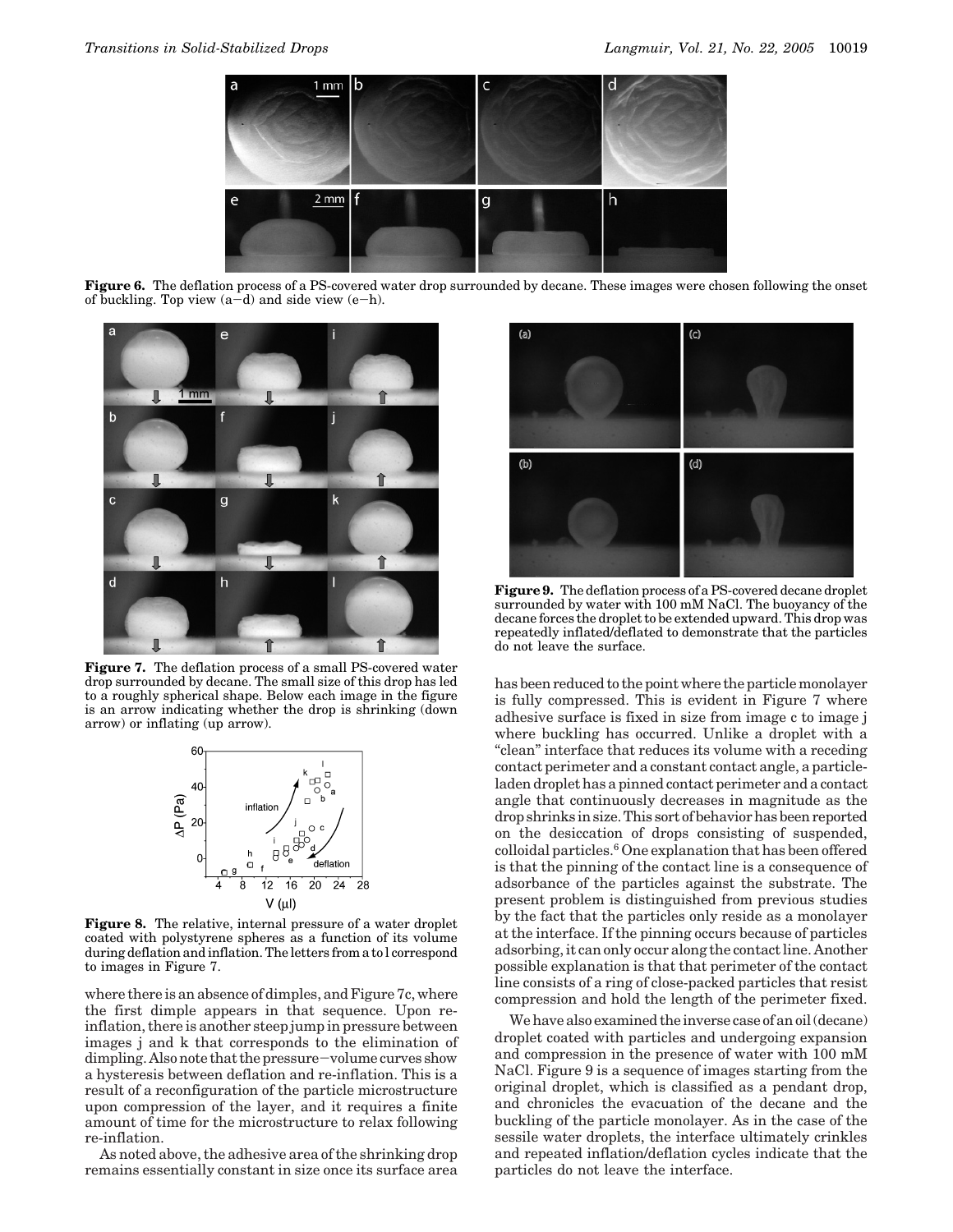**Figure 6.** The deflation process of a PS-covered water drop surrounded by decane. These images were chosen following the onset of buckling. Top view (a−d) and side view (e−h).

**Figure 7.** The deflation process of a small PS-covered water drop surrounded by decane. The small size of this drop has led to a roughly spherical shape. Below each image in the figure is an arrow indicating whether the drop is shrinking (down arrow) or inflating (up arrow).

**Figure 8.** The relative, internal pressure of a water droplet coated with polystyrene spheres as a function of its volume during deflation and inflation. The letters from a to l correspond to images in Figure 7.

where there is an absence of dimples, and Figure 7c, where the first dimple appears in that sequence. Upon re-inflation, there is another steep jump in pressure between images j and k that corresponds to the elimination of dimpling. Also note that the pressure−volume curves show a hysteresis between deflation and re-inflation. This is a result of a reconfiguration of the particle microstructure upon compression of the layer, and it requires a finite amount of time for the microstructure to relax following re-inflation.

As noted above, the adhesive area of the shrinking drop remains essentially constant in size once its surface area has been reduced to the point where the particle monolayer is fully compressed. This is evident in Figure 7 where adhesive surface is fixed in size from image c to image j where buckling has occurred. Unlike a droplet with a "clean" interface that reduces its volume with a receding contact perimeter and a constant contact angle, a particle-laden droplet has a pinned contact perimeter and a contact angle that continuously decreases in magnitude as the drop shrinks in size. This sort of behavior has been reported on the desiccation of drops consisting of suspended, colloidal particles.[6] One explanation that has been offered is that the pinning of the contact line is a consequence of adsorbance of the particles against the substrate. The present problem is distinguished from previous studies by the fact that the particles only reside as a monolayer at the interface. If the pinning occurs because of particles adsorbing, it can only occur along the contact line. Another possible explanation is that that perimeter of the contact line consists of a ring of close-packed particles that resist compression and hold the length of the perimeter fixed.

**Figure 9.** The deflation process of a PS-covered decane droplet surrounded by water with 100 mM NaCl. The buoyancy of the decane forces the droplet to be extended upward. This drop was repeatedly inflated/deflated to demonstrate that the particles do not leave the surface.

We have also examined the inverse case of an oil (decane) droplet coated with particles and undergoing expansion and compression in the presence of water with 100 mM NaCl. Figure 9 is a sequence of images starting from the original droplet, which is classified as a pendant drop, and chronicles the evacuation of the decane and the buckling of the particle monolayer. As in the case of the sessile water droplets, the interface ultimately crinkles and repeated inflation/deflation cycles indicate that the particles do not leave the interface.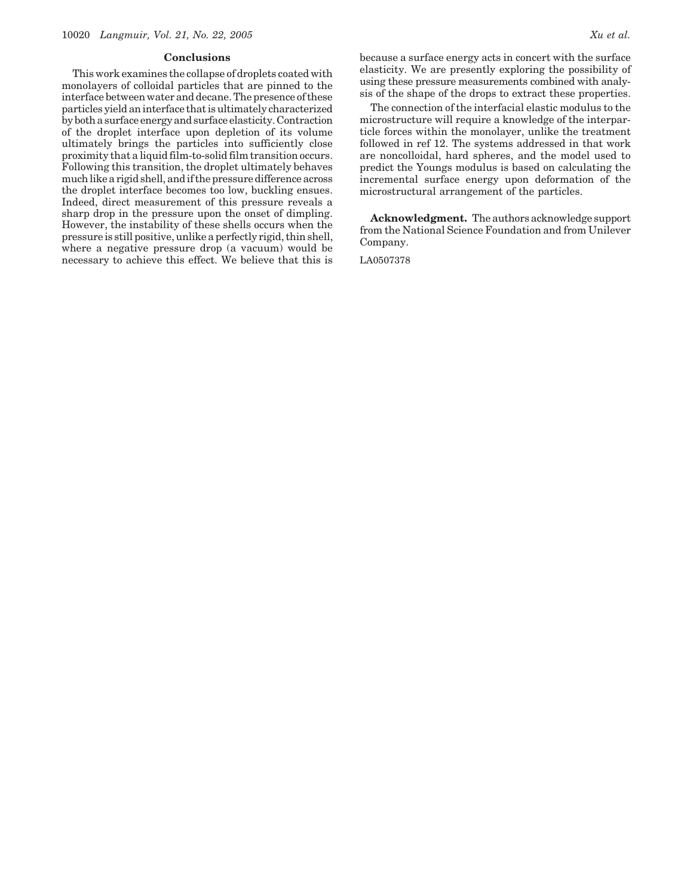## Conclusions

This work examines the collapse of droplets coated with monolayers of colloidal particles that are pinned to the interface between water and decane. The presence of these particles yield an interface that is ultimately characterized by both a surface energy and surface elasticity. Contraction of the droplet interface upon depletion of its volume ultimately brings the particles into sufficiently close proximity that a liquid film-to-solid film transition occurs. Following this transition, the droplet ultimately behaves much like a rigid shell, and if the pressure difference across the droplet interface becomes too low, buckling ensues. Indeed, direct measurement of this pressure reveals a sharp drop in the pressure upon the onset of dimpling. However, the instability of these shells occurs when the pressure is still positive, unlike a perfectly rigid, thin shell, where a negative pressure drop (a vacuum) would be necessary to achieve this effect. We believe that this is because a surface energy acts in concert with the surface elasticity. We are presently exploring the possibility of using these pressure measurements combined with analysis of the shape of the drops to extract these properties.

The connection of the interfacial elastic modulus to the microstructure will require a knowledge of the interparticle forces within the monolayer, unlike the treatment followed in ref 12. The systems addressed in that work are noncolloidal, hard spheres, and the model used to predict the Youngs modulus is based on calculating the incremental surface energy upon deformation of the microstructural arrangement of the particles.

**Acknowledgment.** The authors acknowledge support from the National Science Foundation and from Unilever Company.

LA0507378